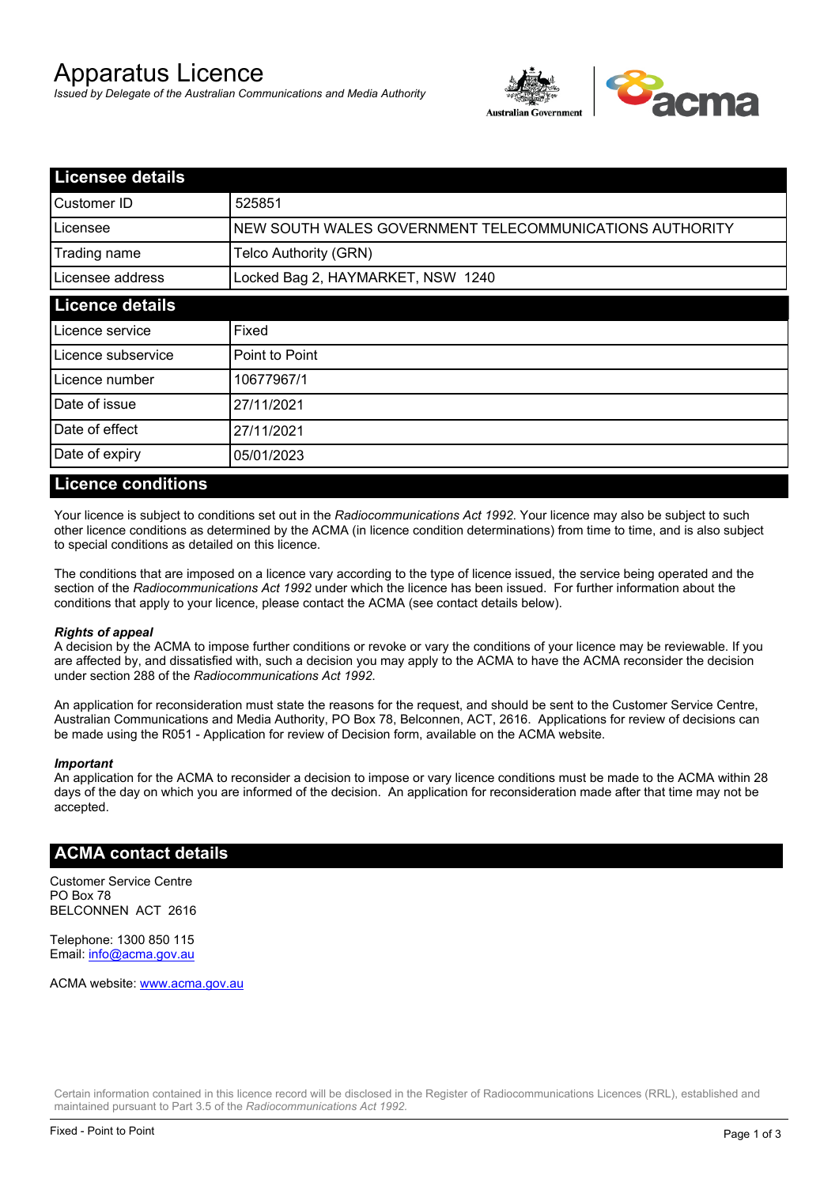# Apparatus Licence

*Issued by Delegate of the Australian Communications and Media Authority*

## Licensee details

| Licensee details | |
|---|---|
| Customer ID | 525851 |
| Licensee | NEW SOUTH WALES GOVERNMENT TELECOMMUNICATIONS AUTHORITY |
| Trading name | Telco Authority (GRN) |
| Licensee address | Locked Bag 2, HAYMARKET, NSW 1240 |

## Licence details

| Licence details | |
|---|---|
| Licence service | Fixed |
| Licence subservice | Point to Point |
| Licence number | 10677967/1 |
| Date of issue | 27/11/2021 |
| Date of effect | 27/11/2021 |
| Date of expiry | 05/01/2023 |

## Licence conditions

Your licence is subject to conditions set out in the *Radiocommunications Act 1992*. Your licence may also be subject to such other licence conditions as determined by the ACMA (in licence condition determinations) from time to time, and is also subject to special conditions as detailed on this licence.

The conditions that are imposed on a licence vary according to the type of licence issued, the service being operated and the section of the *Radiocommunications Act 1992* under which the licence has been issued. For further information about the conditions that apply to your licence, please contact the ACMA (see contact details below).

***Rights of appeal***

A decision by the ACMA to impose further conditions or revoke or vary the conditions of your licence may be reviewable. If you are affected by, and dissatisfied with, such a decision you may apply to the ACMA to have the ACMA reconsider the decision under section 288 of the *Radiocommunications Act 1992*.

An application for reconsideration must state the reasons for the request, and should be sent to the Customer Service Centre, Australian Communications and Media Authority, PO Box 78, Belconnen, ACT, 2616. Applications for review of decisions can be made using the R051 - Application for review of Decision form, available on the ACMA website.

***Important***

An application for the ACMA to reconsider a decision to impose or vary licence conditions must be made to the ACMA within 28 days of the day on which you are informed of the decision. An application for reconsideration made after that time may not be accepted.

## ACMA contact details

Customer Service Centre
PO Box 78
BELCONNEN ACT 2616

Telephone: 1300 850 115
Email: info@acma.gov.au

ACMA website: www.acma.gov.au

Certain information contained in this licence record will be disclosed in the Register of Radiocommunications Licences (RRL), established and maintained pursuant to Part 3.5 of the *Radiocommunications Act 1992*.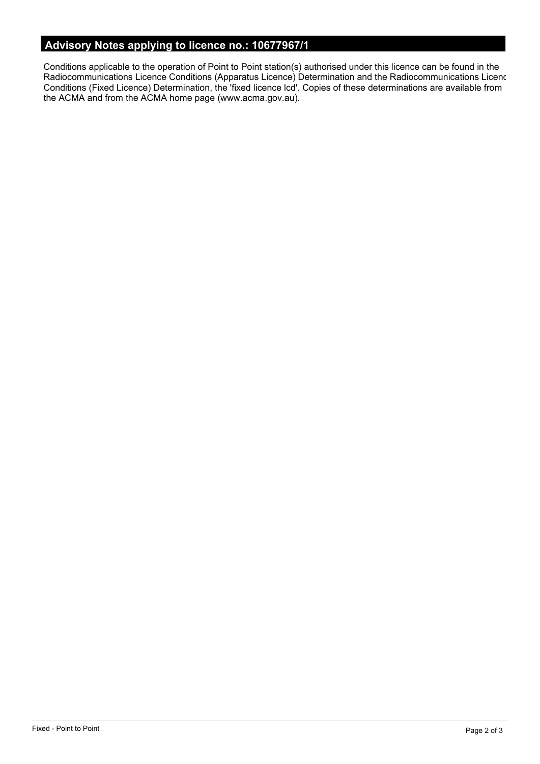## Advisory Notes applying to licence no.: 10677967/1

Conditions applicable to the operation of Point to Point station(s) authorised under this licence can be found in the Radiocommunications Licence Conditions (Apparatus Licence) Determination and the Radiocommunications Licenc Conditions (Fixed Licence) Determination, the 'fixed licence lcd'. Copies of these determinations are available from the ACMA and from the ACMA home page (www.acma.gov.au).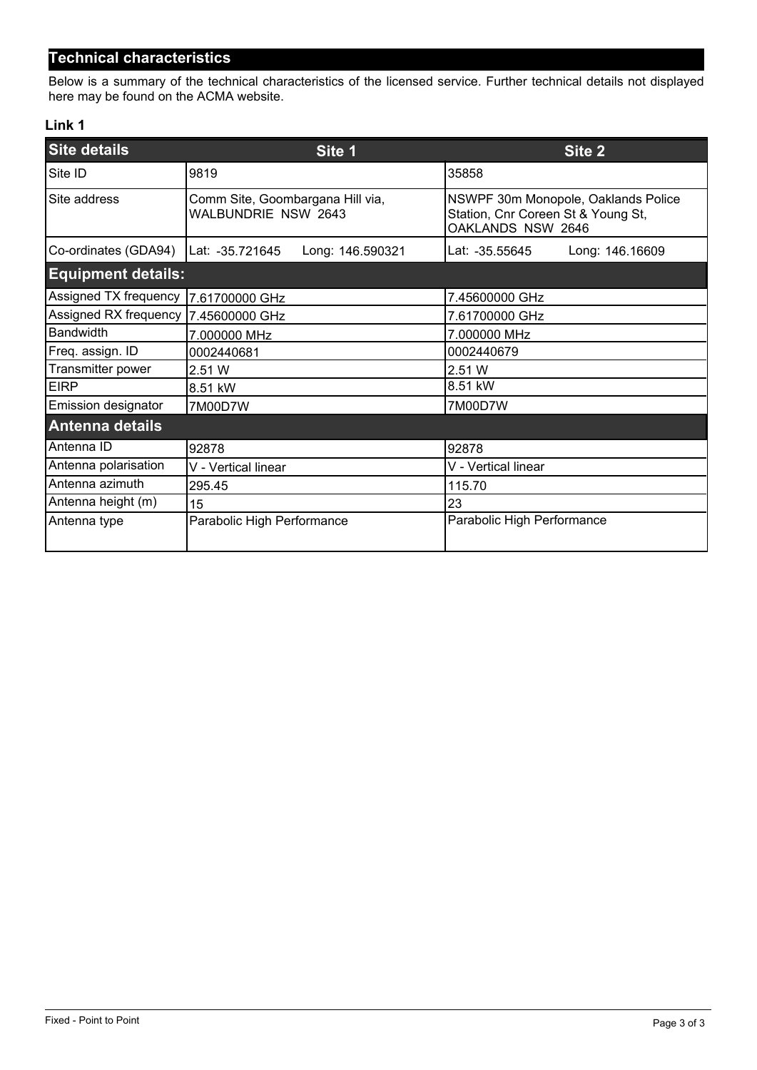## Technical characteristics

Below is a summary of the technical characteristics of the licensed service. Further technical details not displayed here may be found on the ACMA website.

### Link 1

| Site details | Site 1 | Site 2 |
| --- | --- | --- |
| Site ID | 9819 | 35858 |
| Site address | Comm Site, Goombargana Hill via, WALBUNDRIE NSW 2643 | NSWPF 30m Monopole, Oaklands Police Station, Cnr Coreen St & Young St, OAKLANDS NSW 2646 |
| Co-ordinates (GDA94) | Lat: -35.721645 Long: 146.590321 | Lat: -35.55645 Long: 146.16609 |
| **Equipment details:** | | |
| Assigned TX frequency | 7.61700000 GHz | 7.45600000 GHz |
| Assigned RX frequency | 7.45600000 GHz | 7.61700000 GHz |
| Bandwidth | 7.000000 MHz | 7.000000 MHz |
| Freq. assign. ID | 0002440681 | 0002440679 |
| Transmitter power | 2.51 W | 2.51 W |
| EIRP | 8.51 kW | 8.51 kW |
| Emission designator | 7M00D7W | 7M00D7W |
| **Antenna details** | | |
| Antenna ID | 92878 | 92878 |
| Antenna polarisation | V - Vertical linear | V - Vertical linear |
| Antenna azimuth | 295.45 | 115.70 |
| Antenna height (m) | 15 | 23 |
| Antenna type | Parabolic High Performance | Parabolic High Performance |

Fixed - Point to Point